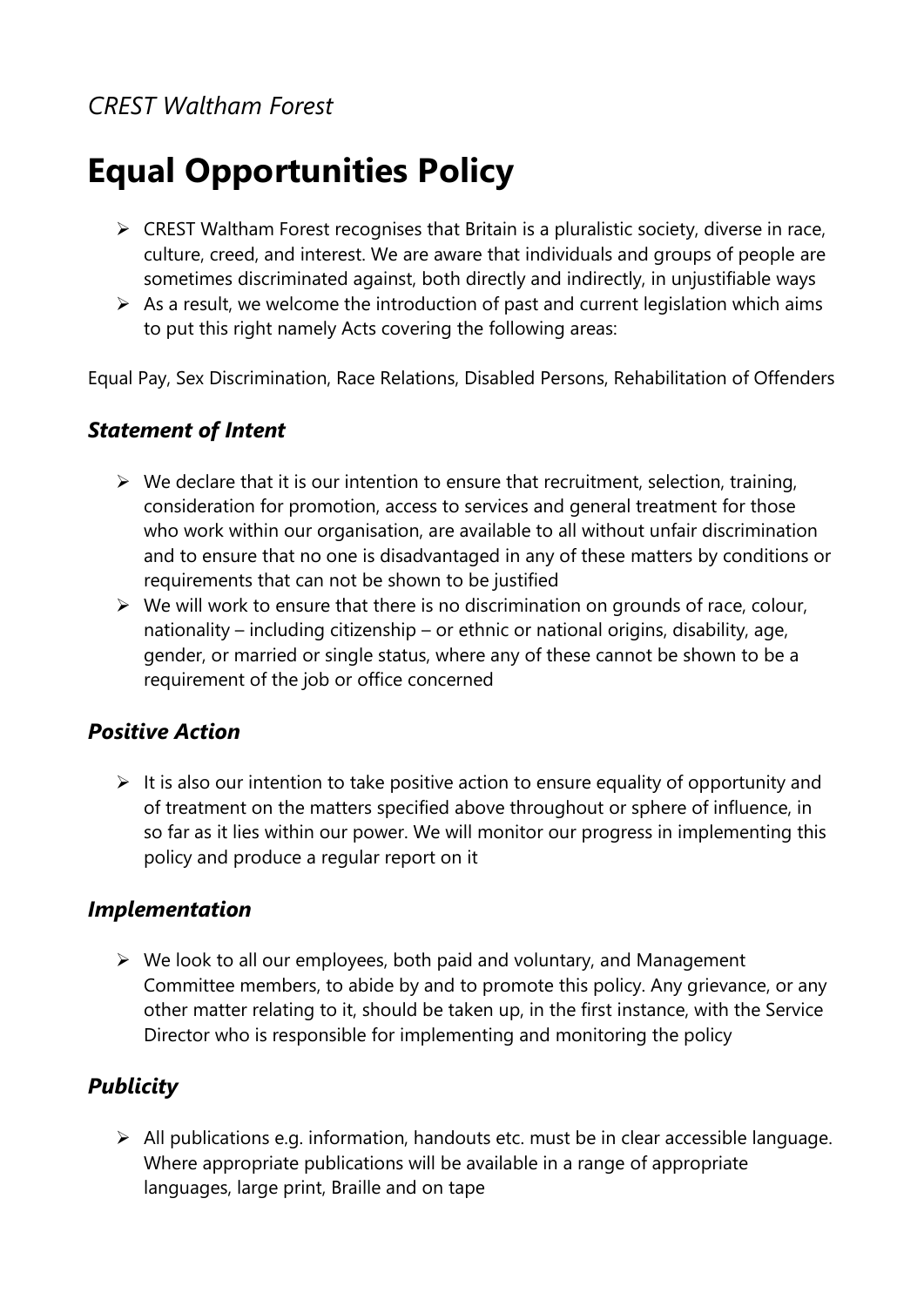*CREST Waltham Forest*

# Equal Opportunities Policy

- CREST Waltham Forest recognises that Britain is a pluralistic society, diverse in race, culture, creed, and interest. We are aware that individuals and groups of people are sometimes discriminated against, both directly and indirectly, in unjustifiable ways
- As a result, we welcome the introduction of past and current legislation which aims to put this right namely Acts covering the following areas:

Equal Pay, Sex Discrimination, Race Relations, Disabled Persons, Rehabilitation of Offenders

## *Statement of Intent*

- We declare that it is our intention to ensure that recruitment, selection, training, consideration for promotion, access to services and general treatment for those who work within our organisation, are available to all without unfair discrimination and to ensure that no one is disadvantaged in any of these matters by conditions or requirements that can not be shown to be justified
- We will work to ensure that there is no discrimination on grounds of race, colour, nationality – including citizenship – or ethnic or national origins, disability, age, gender, or married or single status, where any of these cannot be shown to be a requirement of the job or office concerned

## *Positive Action*

- It is also our intention to take positive action to ensure equality of opportunity and of treatment on the matters specified above throughout or sphere of influence, in so far as it lies within our power. We will monitor our progress in implementing this policy and produce a regular report on it

## *Implementation*

- We look to all our employees, both paid and voluntary, and Management Committee members, to abide by and to promote this policy. Any grievance, or any other matter relating to it, should be taken up, in the first instance, with the Service Director who is responsible for implementing and monitoring the policy

## *Publicity*

- All publications e.g. information, handouts etc. must be in clear accessible language. Where appropriate publications will be available in a range of appropriate languages, large print, Braille and on tape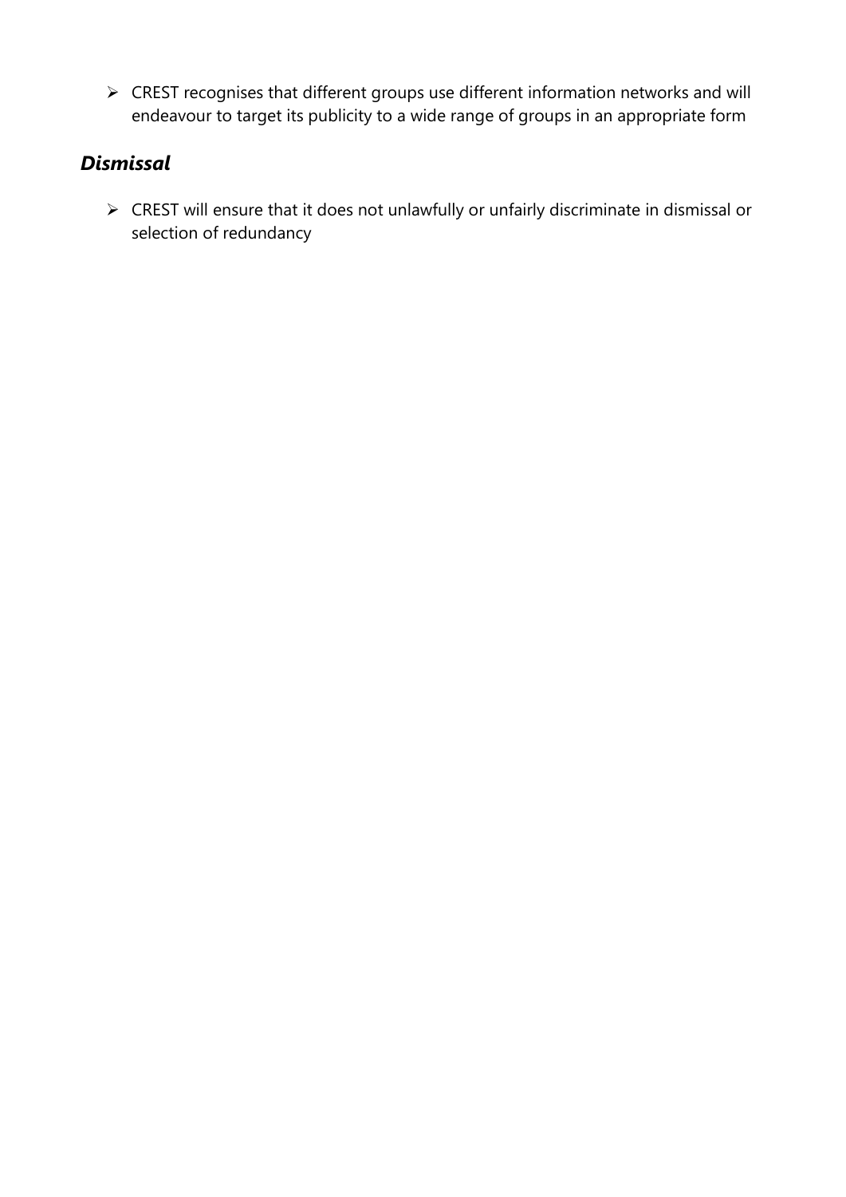- CREST recognises that different groups use different information networks and will endeavour to target its publicity to a wide range of groups in an appropriate form

## *Dismissal*

- CREST will ensure that it does not unlawfully or unfairly discriminate in dismissal or selection of redundancy